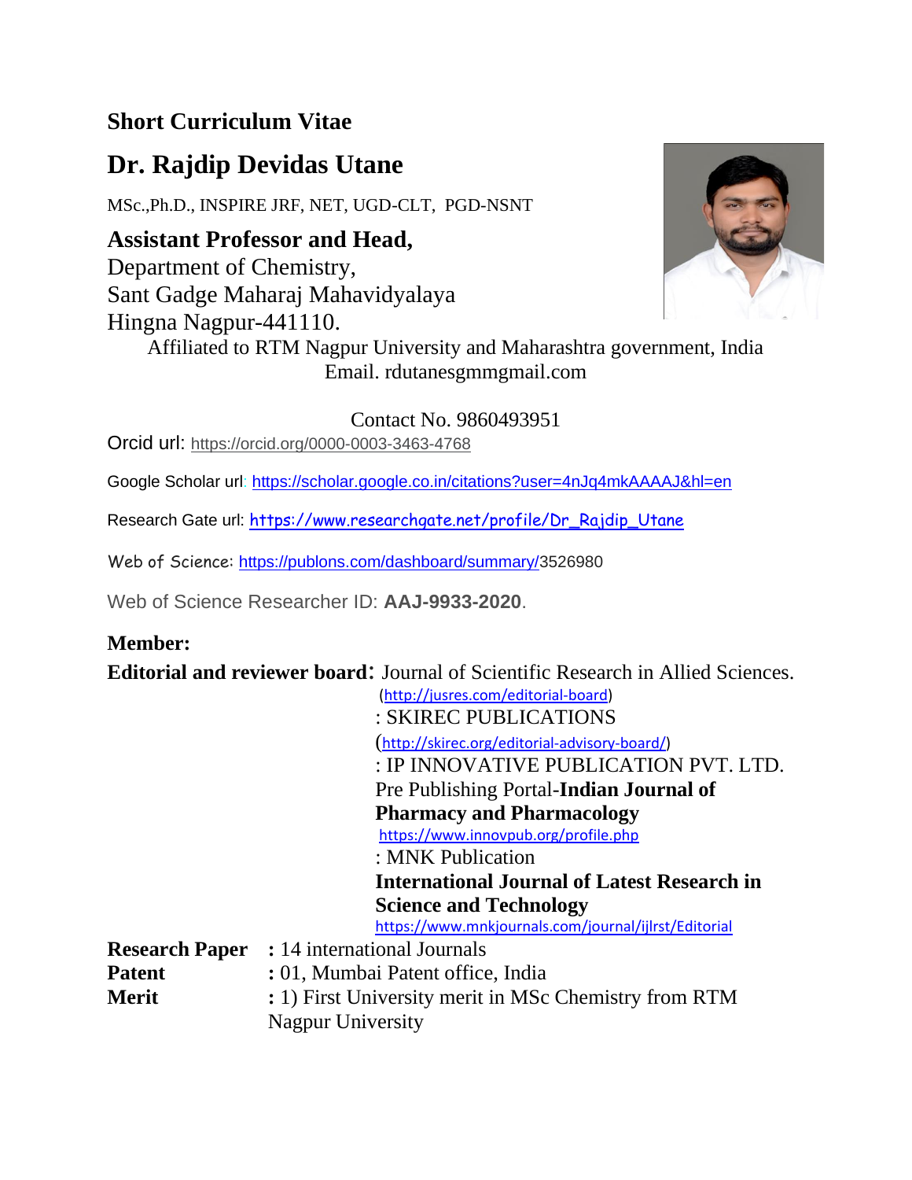**Short Curriculum Vitae**

# Dr. Rajdip Devidas Utane

MSc.,Ph.D., INSPIRE JRF, NET, UGD-CLT, PGD-NSNT

**Assistant Professor and Head,**
Department of Chemistry,
Sant Gadge Maharaj Mahavidyalaya
Hingna Nagpur-441110.

Affiliated to RTM Nagpur University and Maharashtra government, India
Email. rdutanesgmmgmail.com

Contact No. 9860493951

Orcid url: https://orcid.org/0000-0003-3463-4768

Google Scholar url: https://scholar.google.co.in/citations?user=4nJq4mkAAAAJ&hl=en

Research Gate url: https://www.researchgate.net/profile/Dr_Rajdip_Utane

Web of Science: https://publons.com/dashboard/summary/3526980

Web of Science Researcher ID: **AAJ-9933-2020**.

**Member:**

**Editorial and reviewer board**: Journal of Scientific Research in Allied Sciences. (http://jusres.com/editorial-board)
: SKIREC PUBLICATIONS (http://skirec.org/editorial-advisory-board/)
: IP INNOVATIVE PUBLICATION PVT. LTD. Pre Publishing Portal-**Indian Journal of Pharmacy and Pharmacology** https://www.innovpub.org/profile.php
: MNK Publication **International Journal of Latest Research in Science and Technology** https://www.mnkjournals.com/journal/ijlrst/Editorial

**Research Paper** : 14 international Journals

**Patent** : 01, Mumbai Patent office, India

**Merit** : 1) First University merit in MSc Chemistry from RTM Nagpur University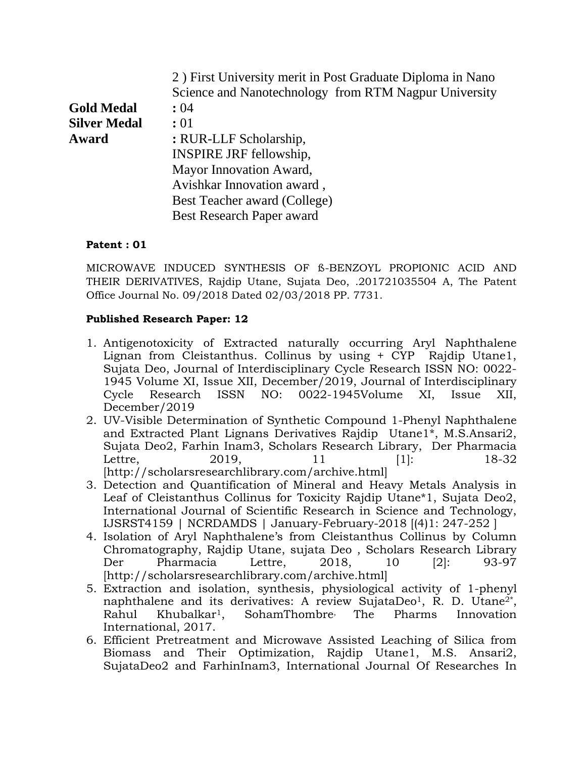2 ) First University merit in Post Graduate Diploma in Nano Science and Nanotechnology from RTM Nagpur University

**Gold Medal** **:** 04

**Silver Medal** **:** 01

**Award** **:** RUR-LLF Scholarship,
INSPIRE JRF fellowship,
Mayor Innovation Award,
Avishkar Innovation award ,
Best Teacher award (College)
Best Research Paper award

**Patent : 01**

MICROWAVE INDUCED SYNTHESIS OF ß-BENZOYL PROPIONIC ACID AND THEIR DERIVATIVES, Rajdip Utane, Sujata Deo, .201721035504 A, The Patent Office Journal No. 09/2018 Dated 02/03/2018 PP. 7731.

**Published Research Paper: 12**

1. Antigenotoxicity of Extracted naturally occurring Aryl Naphthalene Lignan from Cleistanthus. Collinus by using + CYP Rajdip Utane1, Sujata Deo, Journal of Interdisciplinary Cycle Research ISSN NO: 0022-1945 Volume XI, Issue XII, December/2019, Journal of Interdisciplinary Cycle Research ISSN NO: 0022-1945Volume XI, Issue XII, December/2019
2. UV-Visible Determination of Synthetic Compound 1-Phenyl Naphthalene and Extracted Plant Lignans Derivatives Rajdip Utane1*, M.S.Ansari2, Sujata Deo2, Farhin Inam3, Scholars Research Library, Der Pharmacia Lettre, 2019, 11 [1]: 18-32 [http://scholarsresearchlibrary.com/archive.html]
3. Detection and Quantification of Mineral and Heavy Metals Analysis in Leaf of Cleistanthus Collinus for Toxicity Rajdip Utane*1, Sujata Deo2, International Journal of Scientific Research in Science and Technology, IJSRST4159 | NCRDAMDS | January-February-2018 [(4)1: 247-252 ]
4. Isolation of Aryl Naphthalene's from Cleistanthus Collinus by Column Chromatography, Rajdip Utane, sujata Deo , Scholars Research Library Der Pharmacia Lettre, 2018, 10 [2]: 93-97 [http://scholarsresearchlibrary.com/archive.html]
5. Extraction and isolation, synthesis, physiological activity of 1-phenyl naphthalene and its derivatives: A review SujataDeo[1], R. D. Utane[2*], Rahul Khubalkar[1], SohamThombre, The Pharms Innovation International, 2017.
6. Efficient Pretreatment and Microwave Assisted Leaching of Silica from Biomass and Their Optimization, Rajdip Utane1, M.S. Ansari2, SujataDeo2 and FarhinInam3, International Journal Of Researches In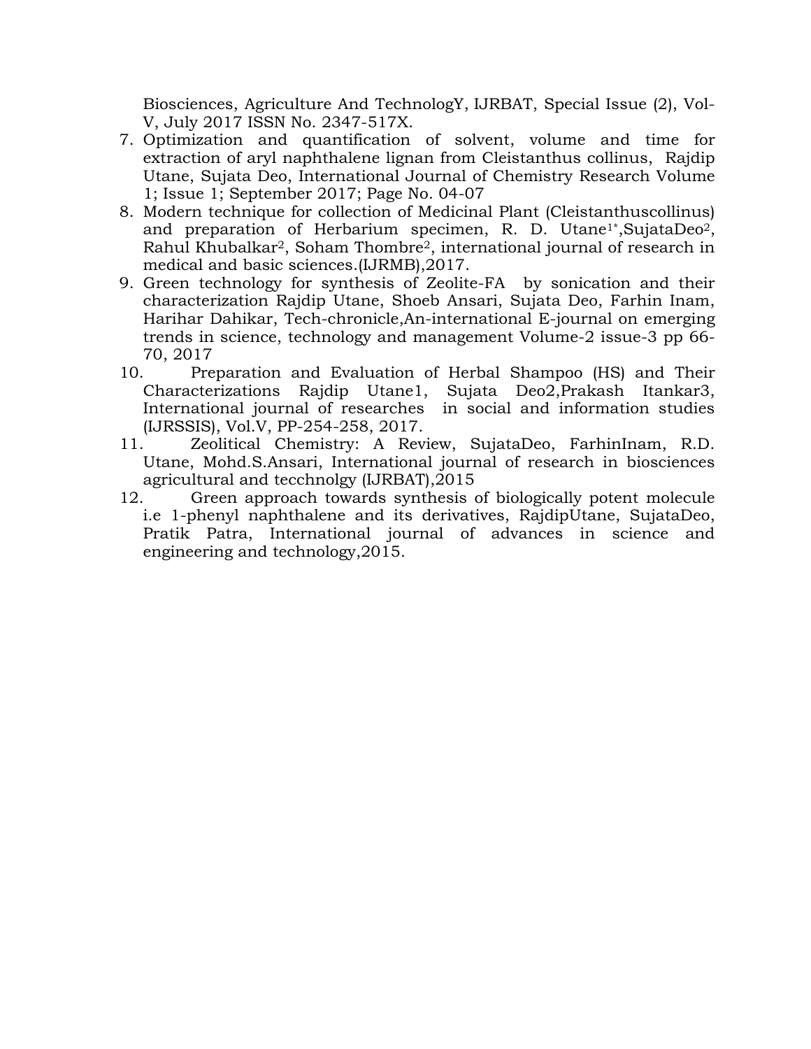Biosciences, Agriculture And TechnologY, IJRBAT, Special Issue (2), Vol-V, July 2017 ISSN No. 2347-517X.

7. Optimization and quantification of solvent, volume and time for extraction of aryl naphthalene lignan from Cleistanthus collinus, Rajdip Utane, Sujata Deo, International Journal of Chemistry Research Volume 1; Issue 1; September 2017; Page No. 04-07
8. Modern technique for collection of Medicinal Plant (Cleistanthuscollinus) and preparation of Herbarium specimen, R. D. Utane[1*],SujataDeo[2], Rahul Khubalkar[2], Soham Thombre[2], international journal of research in medical and basic sciences.(IJRMB),2017.
9. Green technology for synthesis of Zeolite-FA by sonication and their characterization Rajdip Utane, Shoeb Ansari, Sujata Deo, Farhin Inam, Harihar Dahikar, Tech-chronicle,An-international E-journal on emerging trends in science, technology and management Volume-2 issue-3 pp 66-70, 2017
10. Preparation and Evaluation of Herbal Shampoo (HS) and Their Characterizations Rajdip Utane1, Sujata Deo2,Prakash Itankar3, International journal of researches in social and information studies (IJRSSIS), Vol.V, PP-254-258, 2017.
11. Zeolitical Chemistry: A Review, SujataDeo, FarhinInam, R.D. Utane, Mohd.S.Ansari, International journal of research in biosciences agricultural and tecchnolgy (IJRBAT),2015
12. Green approach towards synthesis of biologically potent molecule i.e 1-phenyl naphthalene and its derivatives, RajdipUtane, SujataDeo, Pratik Patra, International journal of advances in science and engineering and technology,2015.